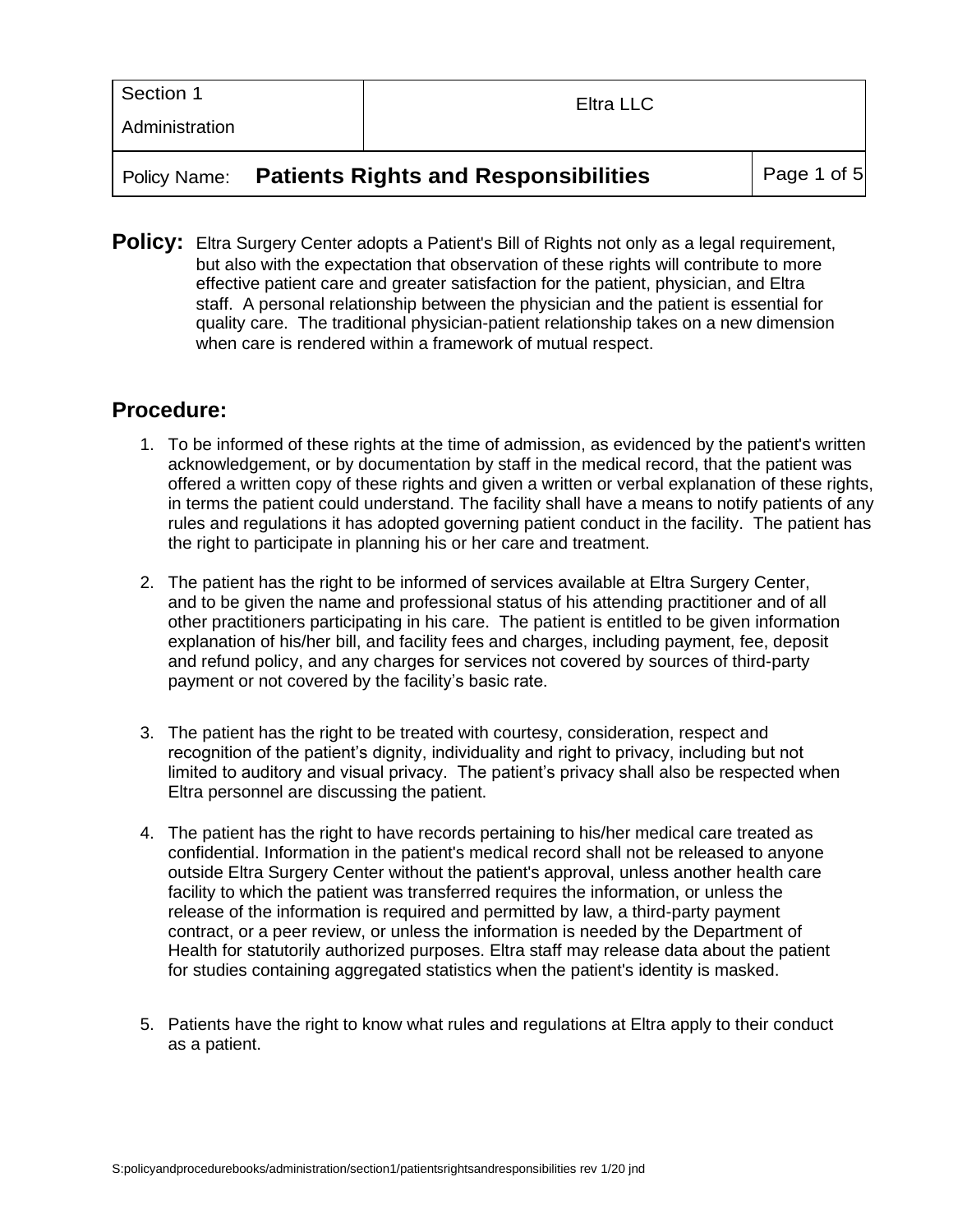| Section 1<br>Administration | Eltra LLC | |
|---|---|---|
| Policy Name: **Patients Rights and Responsibilities** | | Page 1 of 5 |

**Policy:** Eltra Surgery Center adopts a Patient's Bill of Rights not only as a legal requirement, but also with the expectation that observation of these rights will contribute to more effective patient care and greater satisfaction for the patient, physician, and Eltra staff. A personal relationship between the physician and the patient is essential for quality care. The traditional physician-patient relationship takes on a new dimension when care is rendered within a framework of mutual respect.

## Procedure:

1. To be informed of these rights at the time of admission, as evidenced by the patient's written acknowledgement, or by documentation by staff in the medical record, that the patient was offered a written copy of these rights and given a written or verbal explanation of these rights, in terms the patient could understand. The facility shall have a means to notify patients of any rules and regulations it has adopted governing patient conduct in the facility. The patient has the right to participate in planning his or her care and treatment.

2. The patient has the right to be informed of services available at Eltra Surgery Center, and to be given the name and professional status of his attending practitioner and of all other practitioners participating in his care. The patient is entitled to be given information explanation of his/her bill, and facility fees and charges, including payment, fee, deposit and refund policy, and any charges for services not covered by sources of third-party payment or not covered by the facility's basic rate.

3. The patient has the right to be treated with courtesy, consideration, respect and recognition of the patient's dignity, individuality and right to privacy, including but not limited to auditory and visual privacy. The patient's privacy shall also be respected when Eltra personnel are discussing the patient.

4. The patient has the right to have records pertaining to his/her medical care treated as confidential. Information in the patient's medical record shall not be released to anyone outside Eltra Surgery Center without the patient's approval, unless another health care facility to which the patient was transferred requires the information, or unless the release of the information is required and permitted by law, a third-party payment contract, or a peer review, or unless the information is needed by the Department of Health for statutorily authorized purposes. Eltra staff may release data about the patient for studies containing aggregated statistics when the patient's identity is masked.

5. Patients have the right to know what rules and regulations at Eltra apply to their conduct as a patient.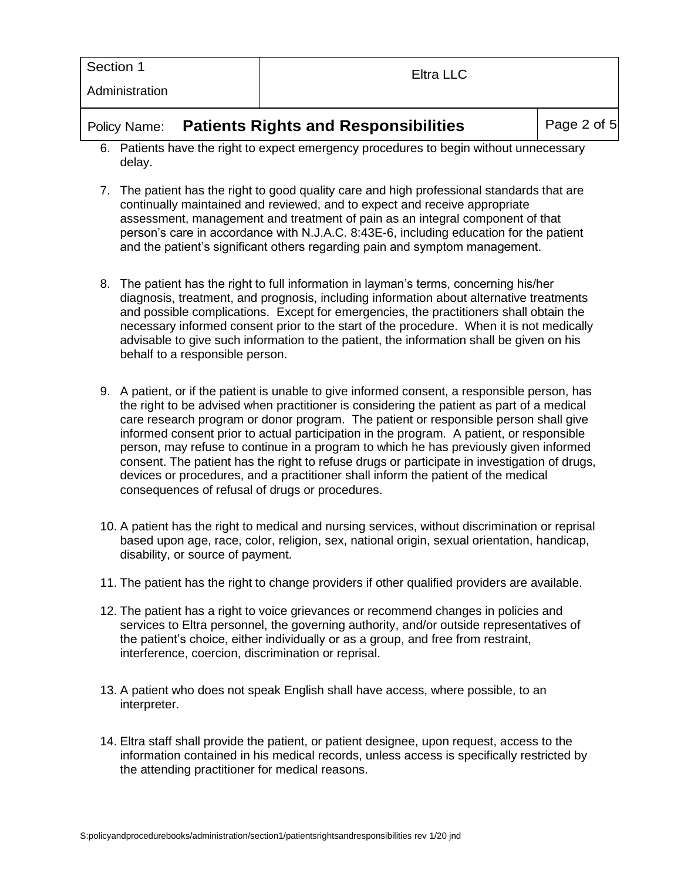6. Patients have the right to expect emergency procedures to begin without unnecessary delay.

7. The patient has the right to good quality care and high professional standards that are continually maintained and reviewed, and to expect and receive appropriate assessment, management and treatment of pain as an integral component of that person's care in accordance with N.J.A.C. 8:43E-6, including education for the patient and the patient's significant others regarding pain and symptom management.

8. The patient has the right to full information in layman's terms, concerning his/her diagnosis, treatment, and prognosis, including information about alternative treatments and possible complications. Except for emergencies, the practitioners shall obtain the necessary informed consent prior to the start of the procedure. When it is not medically advisable to give such information to the patient, the information shall be given on his behalf to a responsible person.

9. A patient, or if the patient is unable to give informed consent, a responsible person, has the right to be advised when practitioner is considering the patient as part of a medical care research program or donor program. The patient or responsible person shall give informed consent prior to actual participation in the program. A patient, or responsible person, may refuse to continue in a program to which he has previously given informed consent. The patient has the right to refuse drugs or participate in investigation of drugs, devices or procedures, and a practitioner shall inform the patient of the medical consequences of refusal of drugs or procedures.

10. A patient has the right to medical and nursing services, without discrimination or reprisal based upon age, race, color, religion, sex, national origin, sexual orientation, handicap, disability, or source of payment.

11. The patient has the right to change providers if other qualified providers are available.

12. The patient has a right to voice grievances or recommend changes in policies and services to Eltra personnel, the governing authority, and/or outside representatives of the patient's choice, either individually or as a group, and free from restraint, interference, coercion, discrimination or reprisal.

13. A patient who does not speak English shall have access, where possible, to an interpreter.

14. Eltra staff shall provide the patient, or patient designee, upon request, access to the information contained in his medical records, unless access is specifically restricted by the attending practitioner for medical reasons.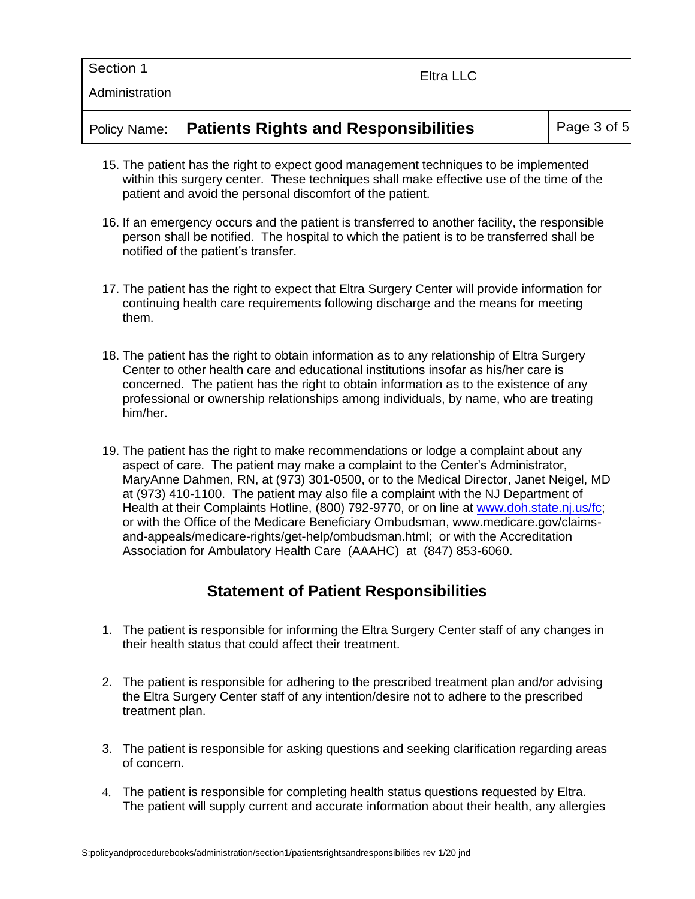15. The patient has the right to expect good management techniques to be implemented within this surgery center. These techniques shall make effective use of the time of the patient and avoid the personal discomfort of the patient.

16. If an emergency occurs and the patient is transferred to another facility, the responsible person shall be notified. The hospital to which the patient is to be transferred shall be notified of the patient's transfer.

17. The patient has the right to expect that Eltra Surgery Center will provide information for continuing health care requirements following discharge and the means for meeting them.

18. The patient has the right to obtain information as to any relationship of Eltra Surgery Center to other health care and educational institutions insofar as his/her care is concerned. The patient has the right to obtain information as to the existence of any professional or ownership relationships among individuals, by name, who are treating him/her.

19. The patient has the right to make recommendations or lodge a complaint about any aspect of care. The patient may make a complaint to the Center's Administrator, MaryAnne Dahmen, RN, at (973) 301-0500, or to the Medical Director, Janet Neigel, MD at (973) 410-1100. The patient may also file a complaint with the NJ Department of Health at their Complaints Hotline, (800) 792-9770, or on line at [www.doh.state.nj.us/fc](www.doh.state.nj.us/fc); or with the Office of the Medicare Beneficiary Ombudsman, www.medicare.gov/claims-and-appeals/medicare-rights/get-help/ombudsman.html; or with the Accreditation Association for Ambulatory Health Care (AAAHC) at (847) 853-6060.

## Statement of Patient Responsibilities

1. The patient is responsible for informing the Eltra Surgery Center staff of any changes in their health status that could affect their treatment.

2. The patient is responsible for adhering to the prescribed treatment plan and/or advising the Eltra Surgery Center staff of any intention/desire not to adhere to the prescribed treatment plan.

3. The patient is responsible for asking questions and seeking clarification regarding areas of concern.

4. The patient is responsible for completing health status questions requested by Eltra. The patient will supply current and accurate information about their health, any allergies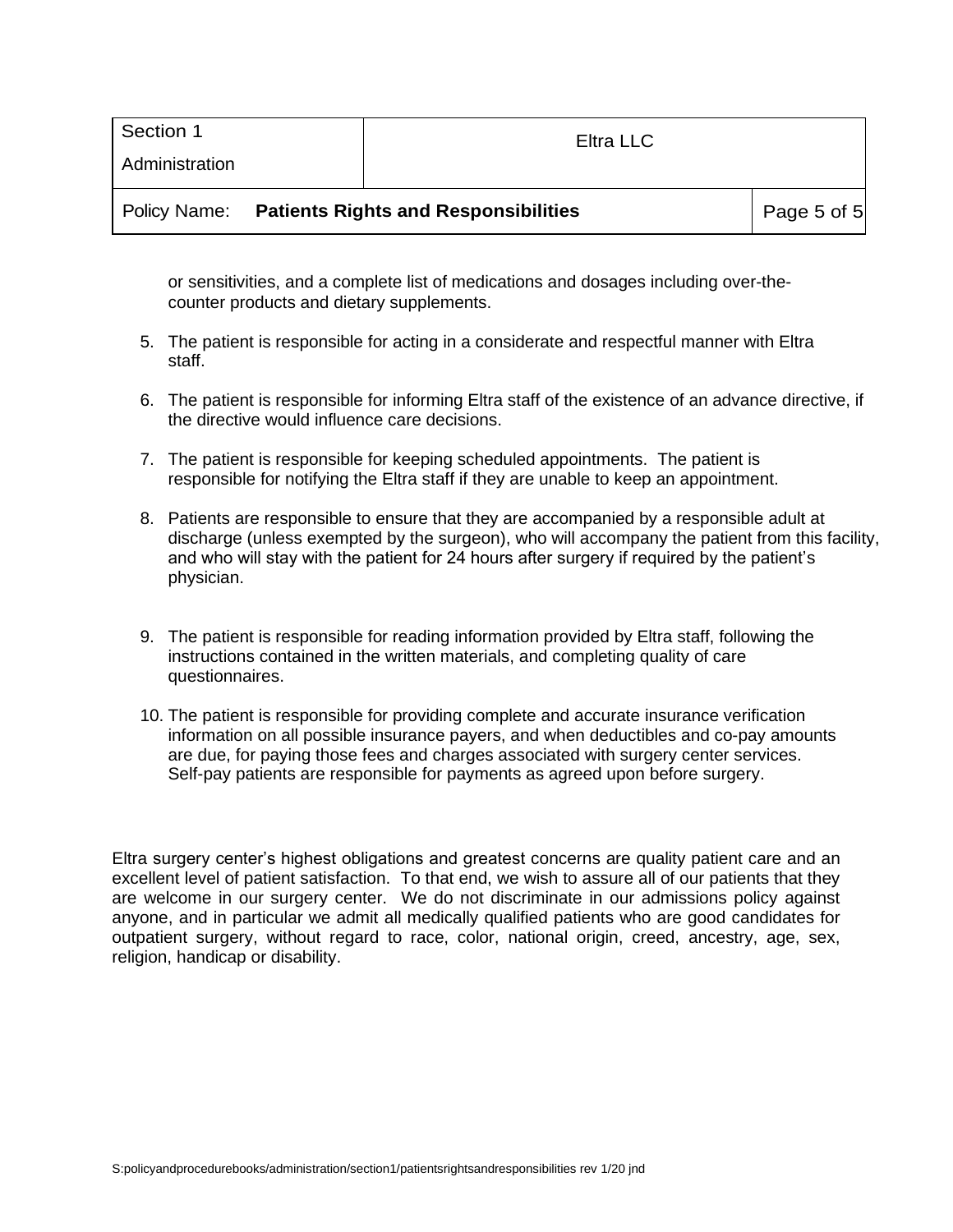or sensitivities, and a complete list of medications and dosages including over-the-counter products and dietary supplements.

5. The patient is responsible for acting in a considerate and respectful manner with Eltra staff.

6. The patient is responsible for informing Eltra staff of the existence of an advance directive, if the directive would influence care decisions.

7. The patient is responsible for keeping scheduled appointments. The patient is responsible for notifying the Eltra staff if they are unable to keep an appointment.

8. Patients are responsible to ensure that they are accompanied by a responsible adult at discharge (unless exempted by the surgeon), who will accompany the patient from this facility, and who will stay with the patient for 24 hours after surgery if required by the patient's physician.

9. The patient is responsible for reading information provided by Eltra staff, following the instructions contained in the written materials, and completing quality of care questionnaires.

10. The patient is responsible for providing complete and accurate insurance verification information on all possible insurance payers, and when deductibles and co-pay amounts are due, for paying those fees and charges associated with surgery center services. Self-pay patients are responsible for payments as agreed upon before surgery.

Eltra surgery center's highest obligations and greatest concerns are quality patient care and an excellent level of patient satisfaction. To that end, we wish to assure all of our patients that they are welcome in our surgery center. We do not discriminate in our admissions policy against anyone, and in particular we admit all medically qualified patients who are good candidates for outpatient surgery, without regard to race, color, national origin, creed, ancestry, age, sex, religion, handicap or disability.